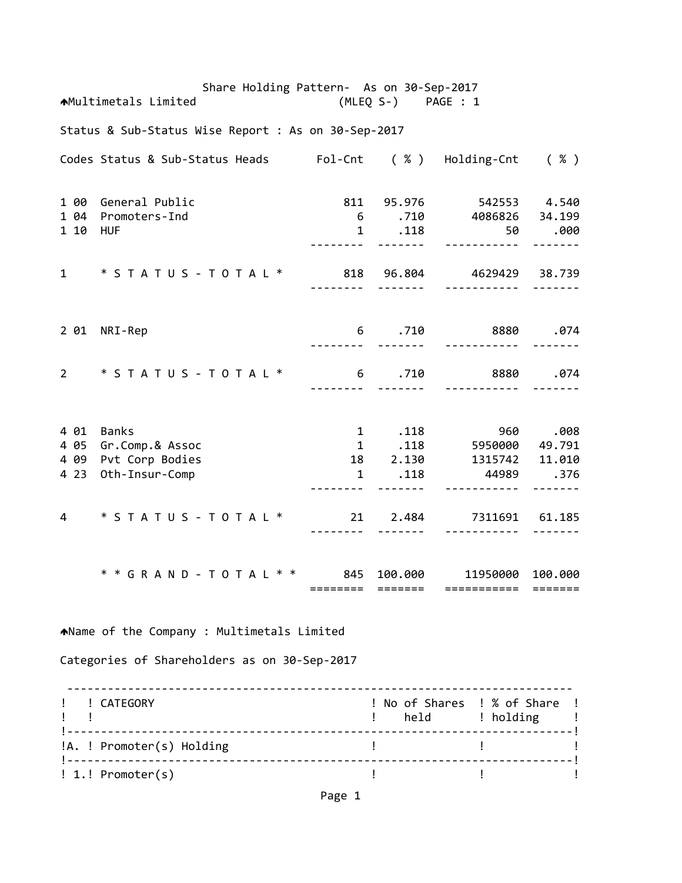Share Holding Pattern- As on 30-Sep-2017

Multimetals Limited (MLEQ S-)

Status & Sub-Status Wise Report : As on 30-Sep-2017

| Codes | Status & Sub-Status Heads | Fol-Cnt | ( % ) | Holding-Cnt | ( % ) |
|---|---|---|---|---|---|
| 1 00 | General Public | 811 | 95.976 | 542553 | 4.540 |
| 1 04 | Promoters-Ind | 6 | .710 | 4086826 | 34.199 |
| 1 10 | HUF | 1 | .118 | 50 | .000 |
| 1 | * S T A T U S - T O T A L * | 818 | 96.804 | 4629429 | 38.739 |
| 2 01 | NRI-Rep | 6 | .710 | 8880 | .074 |
| 2 | * S T A T U S - T O T A L * | 6 | .710 | 8880 | .074 |
| 4 01 | Banks | 1 | .118 | 960 | .008 |
| 4 05 | Gr.Comp.& Assoc | 1 | .118 | 5950000 | 49.791 |
| 4 09 | Pvt Corp Bodies | 18 | 2.130 | 1315742 | 11.010 |
| 4 23 | Oth-Insur-Comp | 1 | .118 | 44989 | .376 |
| 4 | * S T A T U S - T O T A L * | 21 | 2.484 | 7311691 | 61.185 |
| | * * G R A N D - T O T A L * * | 845 | 100.000 | 11950000 | 100.000 |

Name of the Company : Multimetals Limited

Categories of Shareholders as on 30-Sep-2017

| | CATEGORY | No of Shares held | % of Share holding |
|---|---|---|---|
| A. | Promoter(s) Holding | | |
| 1. | Promoter(s) | | |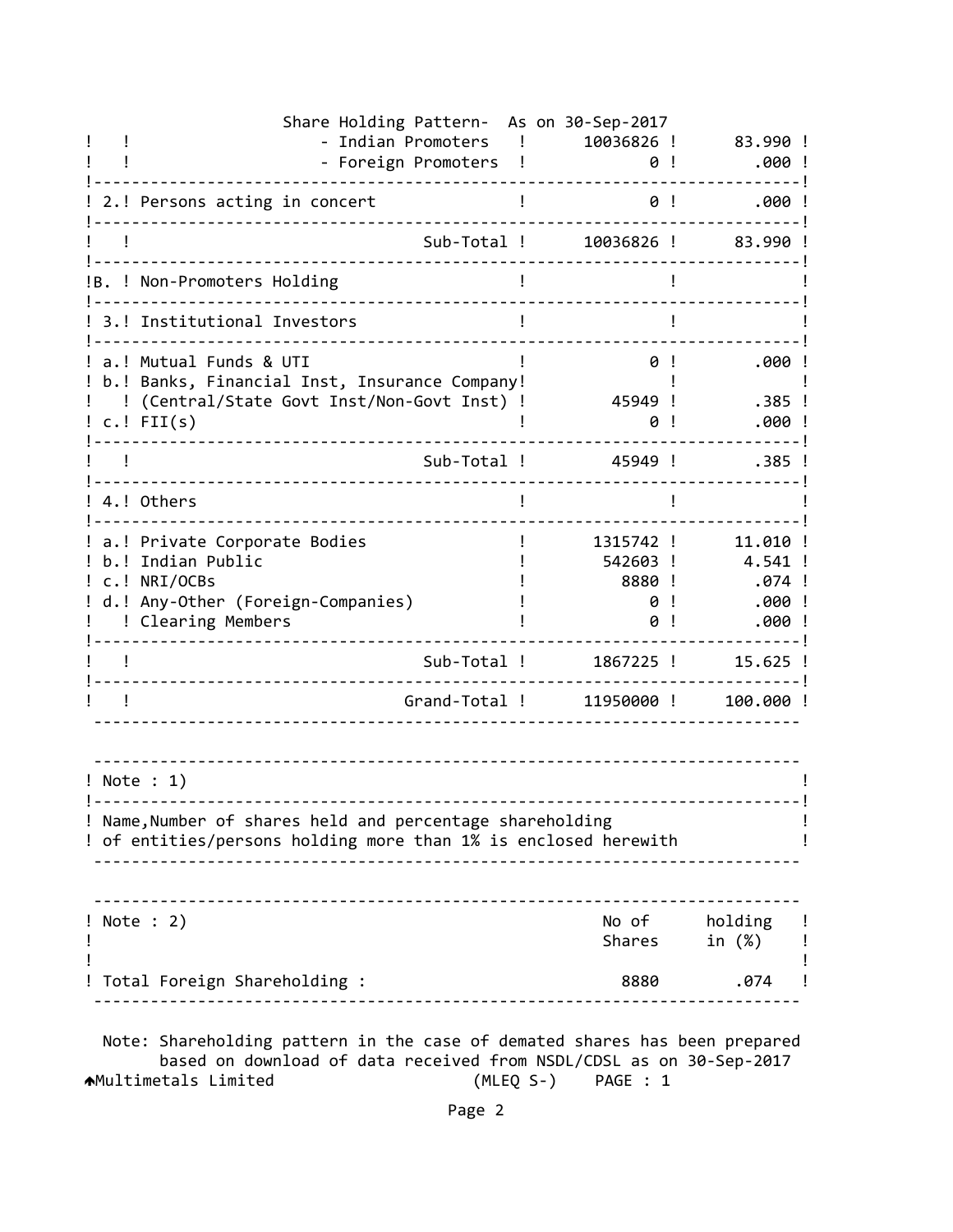Share Holding Pattern- As on 30-Sep-2017

| | | | |
|---|---|---|---|
| | - Indian Promoters | 10036826 | 83.990 |
| | - Foreign Promoters | 0 | .000 |
| 2. | Persons acting in concert | 0 | .000 |
| | Sub-Total | 10036826 | 83.990 |
| B. | Non-Promoters Holding | | |
| 3. | Institutional Investors | | |
| a. | Mutual Funds & UTI | 0 | .000 |
| b. | Banks, Financial Inst, Insurance Company (Central/State Govt Inst/Non-Govt Inst) | 45949 | .385 |
| c. | FII(s) | 0 | .000 |
| | Sub-Total | 45949 | .385 |
| 4. | Others | | |
| a. | Private Corporate Bodies | 1315742 | 11.010 |
| b. | Indian Public | 542603 | 4.541 |
| c. | NRI/OCBs | 8880 | .074 |
| d. | Any-Other (Foreign-Companies) | 0 | .000 |
| | Clearing Members | 0 | .000 |
| | Sub-Total | 1867225 | 15.625 |
| | Grand-Total | 11950000 | 100.000 |

Note : 1)

Name,Number of shares held and percentage shareholding of entities/persons holding more than 1% is enclosed herewith

| Note : 2) | No of Shares | holding in (%) |
|---|---|---|
| Total Foreign Shareholding : | 8880 | .074 |

Note: Shareholding pattern in the case of demated shares has been prepared based on download of data received from NSDL/CDSL as on 30-Sep-2017

Multimetals Limited (MLEQ S-) PAGE : 1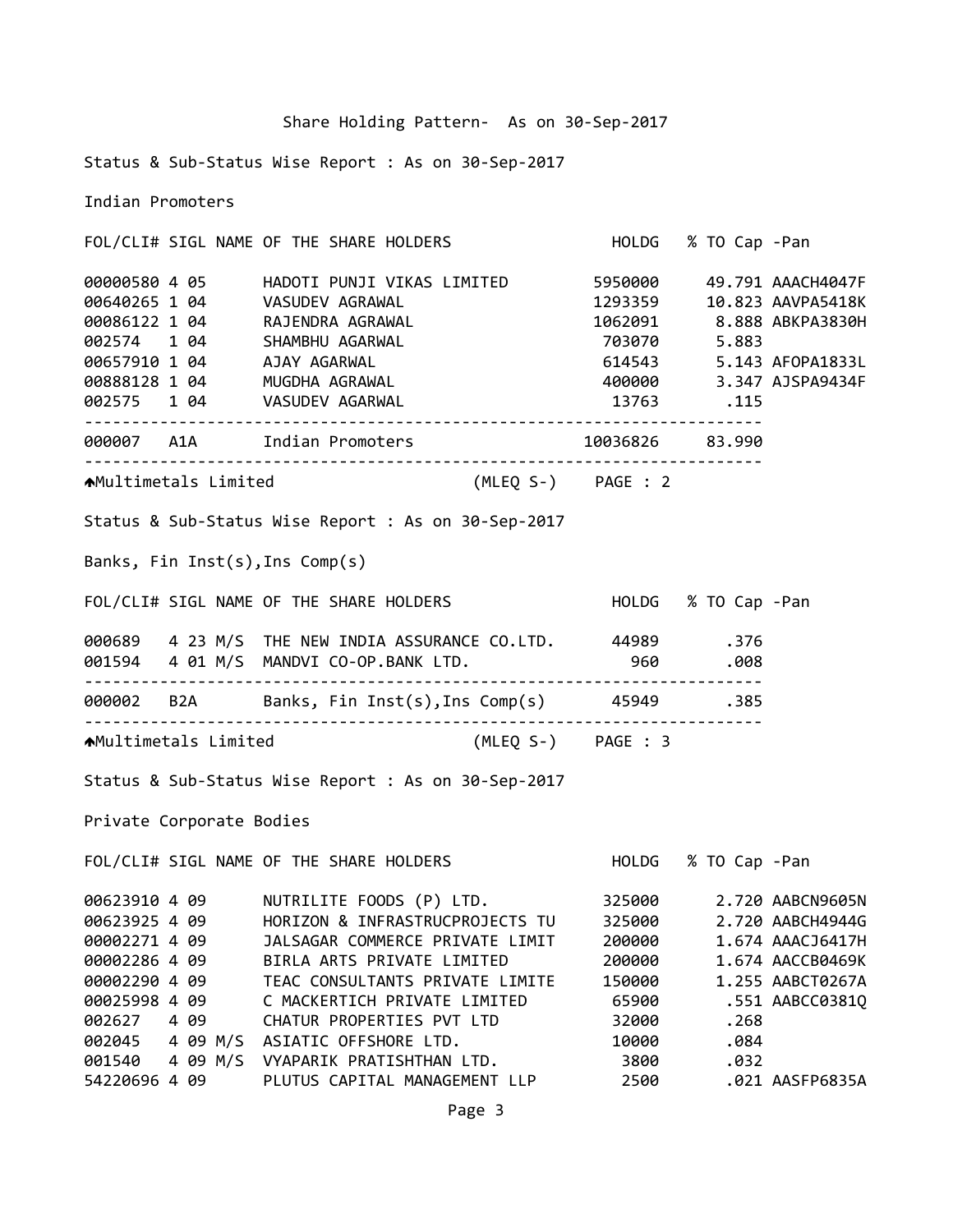# Share Holding Pattern- As on 30-Sep-2017

Status & Sub-Status Wise Report : As on 30-Sep-2017

Indian Promoters

| FOL/CLI# | SIGL | NAME OF THE SHARE HOLDERS | HOLDG | % TO Cap | -Pan |
|---|---|---|---|---|---|
| 00000580 | 4 05 | HADOTI PUNJI VIKAS LIMITED | 5950000 | 49.791 | AAACH4047F |
| 00640265 | 1 04 | VASUDEV AGRAWAL | 1293359 | 10.823 | AAVPA5418K |
| 00086122 | 1 04 | RAJENDRA AGRAWAL | 1062091 | 8.888 | ABKPA3830H |
| 002574 | 1 04 | SHAMBHU AGARWAL | 703070 | 5.883 | |
| 00657910 | 1 04 | AJAY AGARWAL | 614543 | 5.143 | AFOPA1833L |
| 00888128 | 1 04 | MUGDHA AGRAWAL | 400000 | 3.347 | AJSPA9434F |
| 002575 | 1 04 | VASUDEV AGARWAL | 13763 | .115 | |
| 000007 | A1A | Indian Promoters | 10036826 | 83.990 | |

Multimetals Limited (MLEQ S-) PAGE : 2

Status & Sub-Status Wise Report : As on 30-Sep-2017

Banks, Fin Inst(s),Ins Comp(s)

| FOL/CLI# | SIGL | NAME OF THE SHARE HOLDERS | HOLDG | % TO Cap | -Pan |
|---|---|---|---|---|---|
| 000689 | 4 23 M/S | THE NEW INDIA ASSURANCE CO.LTD. | 44989 | .376 | |
| 001594 | 4 01 M/S | MANDVI CO-OP.BANK LTD. | 960 | .008 | |
| 000002 | B2A | Banks, Fin Inst(s),Ins Comp(s) | 45949 | .385 | |

Multimetals Limited (MLEQ S-) PAGE : 3

Status & Sub-Status Wise Report : As on 30-Sep-2017

Private Corporate Bodies

| FOL/CLI# | SIGL | NAME OF THE SHARE HOLDERS | HOLDG | % TO Cap | -Pan |
|---|---|---|---|---|---|
| 00623910 | 4 09 | NUTRILITE FOODS (P) LTD. | 325000 | 2.720 | AABCN9605N |
| 00623925 | 4 09 | HORIZON & INFRASTRUCPROJECTS TU | 325000 | 2.720 | AABCH4944G |
| 00002271 | 4 09 | JALSAGAR COMMERCE PRIVATE LIMIT | 200000 | 1.674 | AAACJ6417H |
| 00002286 | 4 09 | BIRLA ARTS PRIVATE LIMITED | 200000 | 1.674 | AACCB0469K |
| 00002290 | 4 09 | TEAC CONSULTANTS PRIVATE LIMITE | 150000 | 1.255 | AABCT0267A |
| 00025998 | 4 09 | C MACKERTICH PRIVATE LIMITED | 65900 | .551 | AABCC0381Q |
| 002627 | 4 09 | CHATUR PROPERTIES PVT LTD | 32000 | .268 | |
| 002045 | 4 09 M/S | ASIATIC OFFSHORE LTD. | 10000 | .084 | |
| 001540 | 4 09 M/S | VYAPARIK PRATISHTHAN LTD. | 3800 | .032 | |
| 54220696 | 4 09 | PLUTUS CAPITAL MANAGEMENT LLP | 2500 | .021 | AASFP6835A |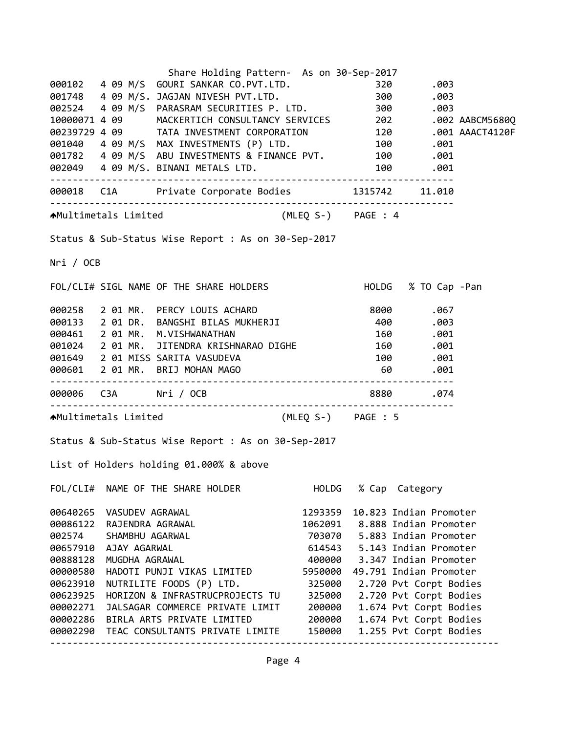Share Holding Pattern- As on 30-Sep-2017

| FOL/CLI# | SIGL | NAME OF THE SHARE HOLDERS | HOLDG | % TO Cap | -Pan |
|---|---|---|---|---|---|
| 000102 | 4 09 | M/S GOURI SANKAR CO.PVT.LTD. | 320 | .003 | |
| 001748 | 4 09 | M/S. JAGJAN NIVESH PVT.LTD. | 300 | .003 | |
| 002524 | 4 09 | M/S PARASRAM SECURITIES P. LTD. | 300 | .003 | |
| 10000071 | 4 09 | MACKERTICH CONSULTANCY SERVICES | 202 | .002 | AABCM5680Q |
| 00239729 | 4 09 | TATA INVESTMENT CORPORATION | 120 | .001 | AAACT4120F |
| 001040 | 4 09 | M/S MAX INVESTMENTS (P) LTD. | 100 | .001 | |
| 001782 | 4 09 | M/S ABU INVESTMENTS & FINANCE PVT. | 100 | .001 | |
| 002049 | 4 09 | M/S. BINANI METALS LTD. | 100 | .001 | |
| 000018 | C1A | Private Corporate Bodies | 1315742 | 11.010 | |

Multimetals Limited (MLEQ S-) PAGE : 4

Status & Sub-Status Wise Report : As on 30-Sep-2017

Nri / OCB

| FOL/CLI# | SIGL | NAME OF THE SHARE HOLDERS | HOLDG | % TO Cap | -Pan |
|---|---|---|---|---|---|
| 000258 | 2 01 | MR. PERCY LOUIS ACHARD | 8000 | .067 | |
| 000133 | 2 01 | DR. BANGSHI BILAS MUKHERJI | 400 | .003 | |
| 000461 | 2 01 | MR. M.VISHWANATHAN | 160 | .001 | |
| 001024 | 2 01 | MR. JITENDRA KRISHNARAO DIGHE | 160 | .001 | |
| 001649 | 2 01 | MISS SARITA VASUDEVA | 100 | .001 | |
| 000601 | 2 01 | MR. BRIJ MOHAN MAGO | 60 | .001 | |
| 000006 | C3A | Nri / OCB | 8880 | .074 | |

Multimetals Limited (MLEQ S-) PAGE : 5

Status & Sub-Status Wise Report : As on 30-Sep-2017

List of Holders holding 01.000% & above

| FOL/CLI# | NAME OF THE SHARE HOLDER | HOLDG | % Cap | Category |
|---|---|---|---|---|
| 00640265 | VASUDEV AGRAWAL | 1293359 | 10.823 | Indian Promoter |
| 00086122 | RAJENDRA AGRAWAL | 1062091 | 8.888 | Indian Promoter |
| 002574 | SHAMBHU AGARWAL | 703070 | 5.883 | Indian Promoter |
| 00657910 | AJAY AGARWAL | 614543 | 5.143 | Indian Promoter |
| 00888128 | MUGDHA AGRAWAL | 400000 | 3.347 | Indian Promoter |
| 00000580 | HADOTI PUNJI VIKAS LIMITED | 5950000 | 49.791 | Indian Promoter |
| 00623910 | NUTRILITE FOODS (P) LTD. | 325000 | 2.720 | Pvt Corpt Bodies |
| 00623925 | HORIZON & INFRASTRUCPROJECTS TU | 325000 | 2.720 | Pvt Corpt Bodies |
| 00002271 | JALSAGAR COMMERCE PRIVATE LIMIT | 200000 | 1.674 | Pvt Corpt Bodies |
| 00002286 | BIRLA ARTS PRIVATE LIMITED | 200000 | 1.674 | Pvt Corpt Bodies |
| 00002290 | TEAC CONSULTANTS PRIVATE LIMITE | 150000 | 1.255 | Pvt Corpt Bodies |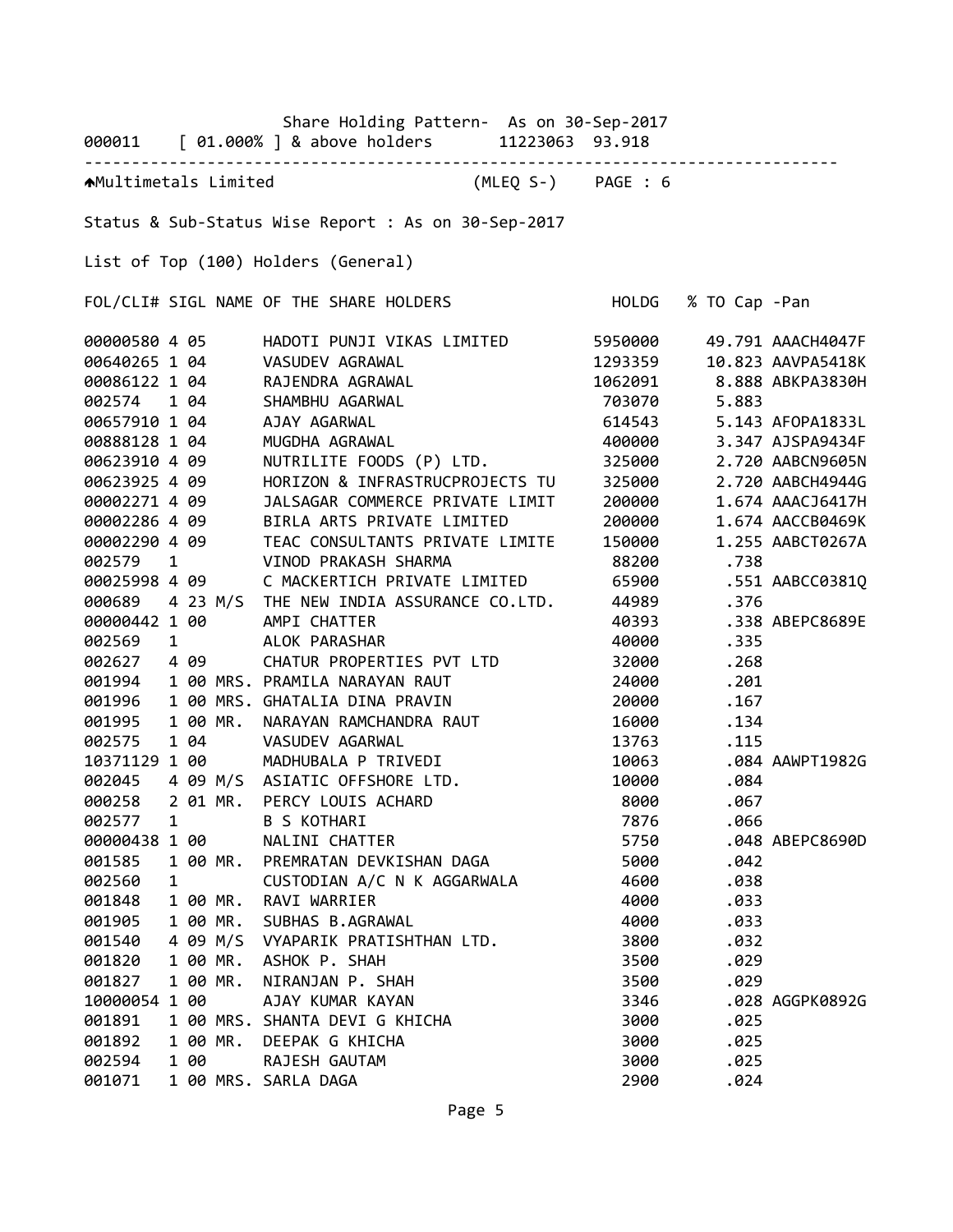Share Holding Pattern- As on 30-Sep-2017

000011 [ 01.000% ] & above holders 11223063 93.918

---

Multimetals Limited (MLEQ S-) PAGE : 6

Status & Sub-Status Wise Report : As on 30-Sep-2017

List of Top (100) Holders (General)

| FOL/CLI# | SIGL | NAME OF THE SHARE HOLDERS | HOLDG | % TO Cap | -Pan |
|---|---|---|---|---|---|
| 00000580 | 4 05 | HADOTI PUNJI VIKAS LIMITED | 5950000 | 49.791 | AAACH4047F |
| 00640265 | 1 04 | VASUDEV AGRAWAL | 1293359 | 10.823 | AAVPA5418K |
| 00086122 | 1 04 | RAJENDRA AGRAWAL | 1062091 | 8.888 | ABKPA3830H |
| 002574 | 1 04 | SHAMBHU AGARWAL | 703070 | 5.883 | |
| 00657910 | 1 04 | AJAY AGARWAL | 614543 | 5.143 | AFOPA1833L |
| 00888128 | 1 04 | MUGDHA AGRAWAL | 400000 | 3.347 | AJSPA9434F |
| 00623910 | 4 09 | NUTRILITE FOODS (P) LTD. | 325000 | 2.720 | AABCN9605N |
| 00623925 | 4 09 | HORIZON & INFRASTRUCPROJECTS TU | 325000 | 2.720 | AABCH4944G |
| 00002271 | 4 09 | JALSAGAR COMMERCE PRIVATE LIMIT | 200000 | 1.674 | AAACJ6417H |
| 00002286 | 4 09 | BIRLA ARTS PRIVATE LIMITED | 200000 | 1.674 | AACCB0469K |
| 00002290 | 4 09 | TEAC CONSULTANTS PRIVATE LIMITE | 150000 | 1.255 | AABCT0267A |
| 002579 | 1 | VINOD PRAKASH SHARMA | 88200 | .738 | |
| 00025998 | 4 09 | C MACKERTICH PRIVATE LIMITED | 65900 | .551 | AABCC0381Q |
| 000689 | 4 23 M/S | THE NEW INDIA ASSURANCE CO.LTD. | 44989 | .376 | |
| 00000442 | 1 00 | AMPI CHATTER | 40393 | .338 | ABEPC8689E |
| 002569 | 1 | ALOK PARASHAR | 40000 | .335 | |
| 002627 | 4 09 | CHATUR PROPERTIES PVT LTD | 32000 | .268 | |
| 001994 | 1 00 MRS. | PRAMILA NARAYAN RAUT | 24000 | .201 | |
| 001996 | 1 00 MRS. | GHATALIA DINA PRAVIN | 20000 | .167 | |
| 001995 | 1 00 MR. | NARAYAN RAMCHANDRA RAUT | 16000 | .134 | |
| 002575 | 1 04 | VASUDEV AGARWAL | 13763 | .115 | |
| 10371129 | 1 00 | MADHUBALA P TRIVEDI | 10063 | .084 | AAWPT1982G |
| 002045 | 4 09 M/S | ASIATIC OFFSHORE LTD. | 10000 | .084 | |
| 000258 | 2 01 MR. | PERCY LOUIS ACHARD | 8000 | .067 | |
| 002577 | 1 | B S KOTHARI | 7876 | .066 | |
| 00000438 | 1 00 | NALINI CHATTER | 5750 | .048 | ABEPC8690D |
| 001585 | 1 00 MR. | PREMRATAN DEVKISHAN DAGA | 5000 | .042 | |
| 002560 | 1 | CUSTODIAN A/C N K AGGARWALA | 4600 | .038 | |
| 001848 | 1 00 MR. | RAVI WARRIER | 4000 | .033 | |
| 001905 | 1 00 MR. | SUBHAS B.AGRAWAL | 4000 | .033 | |
| 001540 | 4 09 M/S | VYAPARIK PRATISHTHAN LTD. | 3800 | .032 | |
| 001820 | 1 00 MR. | ASHOK P. SHAH | 3500 | .029 | |
| 001827 | 1 00 MR. | NIRANJAN P. SHAH | 3500 | .029 | |
| 10000054 | 1 00 | AJAY KUMAR KAYAN | 3346 | .028 | AGGPK0892G |
| 001891 | 1 00 MRS. | SHANTA DEVI G KHICHA | 3000 | .025 | |
| 001892 | 1 00 MR. | DEEPAK G KHICHA | 3000 | .025 | |
| 002594 | 1 00 | RAJESH GAUTAM | 3000 | .025 | |
| 001071 | 1 00 MRS. | SARLA DAGA | 2900 | .024 | |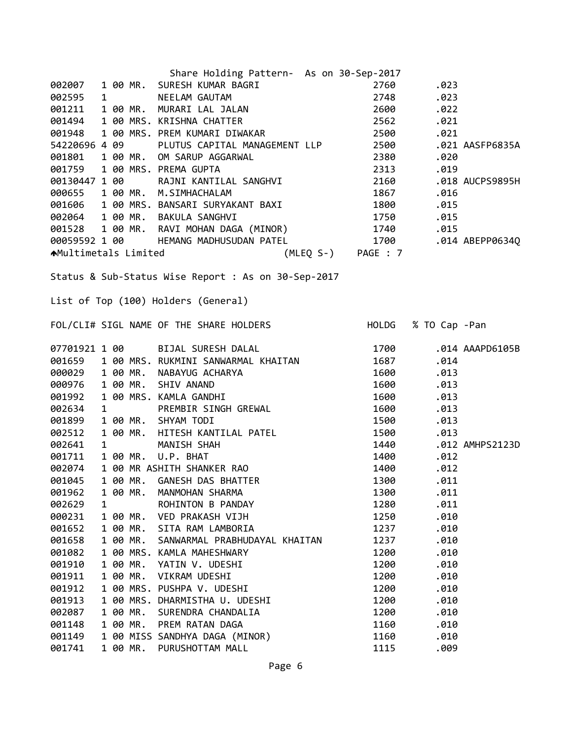Share Holding Pattern- As on 30-Sep-2017

| FOL/CLI# | SIGL | | NAME OF THE SHARE HOLDERS | HOLDG | % TO Cap | -Pan |
|---|---|---|---|---|---|---|
| 002007 | 1 00 | MR. | SURESH KUMAR BAGRI | 2760 | .023 | |
| 002595 | 1 | | NEELAM GAUTAM | 2748 | .023 | |
| 001211 | 1 00 | MR. | MURARI LAL JALAN | 2600 | .022 | |
| 001494 | 1 00 | MRS. | KRISHNA CHATTER | 2562 | .021 | |
| 001948 | 1 00 | MRS. | PREM KUMARI DIWAKAR | 2500 | .021 | |
| 54220696 | 4 09 | | PLUTUS CAPITAL MANAGEMENT LLP | 2500 | .021 | AASFP6835A |
| 001801 | 1 00 | MR. | OM SARUP AGGARWAL | 2380 | .020 | |
| 001759 | 1 00 | MRS. | PREMA GUPTA | 2313 | .019 | |
| 00130447 | 1 00 | | RAJNI KANTILAL SANGHVI | 2160 | .018 | AUCPS9895H |
| 000655 | 1 00 | MR. | M.SIMHACHALAM | 1867 | .016 | |
| 001606 | 1 00 | MRS. | BANSARI SURYAKANT BAXI | 1800 | .015 | |
| 002064 | 1 00 | MR. | BAKULA SANGHVI | 1750 | .015 | |
| 001528 | 1 00 | MR. | RAVI MOHAN DAGA (MINOR) | 1740 | .015 | |
| 00059592 | 1 00 | | HEMANG MADHUSUDAN PATEL | 1700 | .014 | ABEPP0634Q |

Multimetals Limited (MLEQ S-) PAGE : 7

Status & Sub-Status Wise Report : As on 30-Sep-2017

List of Top (100) Holders (General)

| FOL/CLI# | SIGL | | NAME OF THE SHARE HOLDERS | HOLDG | % TO Cap | -Pan |
|---|---|---|---|---|---|---|
| 07701921 | 1 00 | | BIJAL SURESH DALAL | 1700 | .014 | AAAPD6105B |
| 001659 | 1 00 | MRS. | RUKMINI SANWARMAL KHAITAN | 1687 | .014 | |
| 000029 | 1 00 | MR. | NABAYUG ACHARYA | 1600 | .013 | |
| 000976 | 1 00 | MR. | SHIV ANAND | 1600 | .013 | |
| 001992 | 1 00 | MRS. | KAMLA GANDHI | 1600 | .013 | |
| 002634 | 1 | | PREMBIR SINGH GREWAL | 1600 | .013 | |
| 001899 | 1 00 | MR. | SHYAM TODI | 1500 | .013 | |
| 002512 | 1 00 | MR. | HITESH KANTILAL PATEL | 1500 | .013 | |
| 002641 | 1 | | MANISH SHAH | 1440 | .012 | AMHPS2123D |
| 001711 | 1 00 | MR. | U.P. BHAT | 1400 | .012 | |
| 002074 | 1 00 | MR | ASHITH SHANKER RAO | 1400 | .012 | |
| 001045 | 1 00 | MR. | GANESH DAS BHATTER | 1300 | .011 | |
| 001962 | 1 00 | MR. | MANMOHAN SHARMA | 1300 | .011 | |
| 002629 | 1 | | ROHINTON B PANDAY | 1280 | .011 | |
| 000231 | 1 00 | MR. | VED PRAKASH VIJH | 1250 | .010 | |
| 001652 | 1 00 | MR. | SITA RAM LAMBORIA | 1237 | .010 | |
| 001658 | 1 00 | MR. | SANWARMAL PRABHUDAYAL KHAITAN | 1237 | .010 | |
| 001082 | 1 00 | MRS. | KAMLA MAHESHWARY | 1200 | .010 | |
| 001910 | 1 00 | MR. | YATIN V. UDESHI | 1200 | .010 | |
| 001911 | 1 00 | MR. | VIKRAM UDESHI | 1200 | .010 | |
| 001912 | 1 00 | MRS. | PUSHPA V. UDESHI | 1200 | .010 | |
| 001913 | 1 00 | MRS. | DHARMISTHA U. UDESHI | 1200 | .010 | |
| 002087 | 1 00 | MR. | SURENDRA CHANDALIA | 1200 | .010 | |
| 001148 | 1 00 | MR. | PREM RATAN DAGA | 1160 | .010 | |
| 001149 | 1 00 | MISS | SANDHYA DAGA (MINOR) | 1160 | .010 | |
| 001741 | 1 00 | MR. | PURUSHOTTAM MALL | 1115 | .009 | |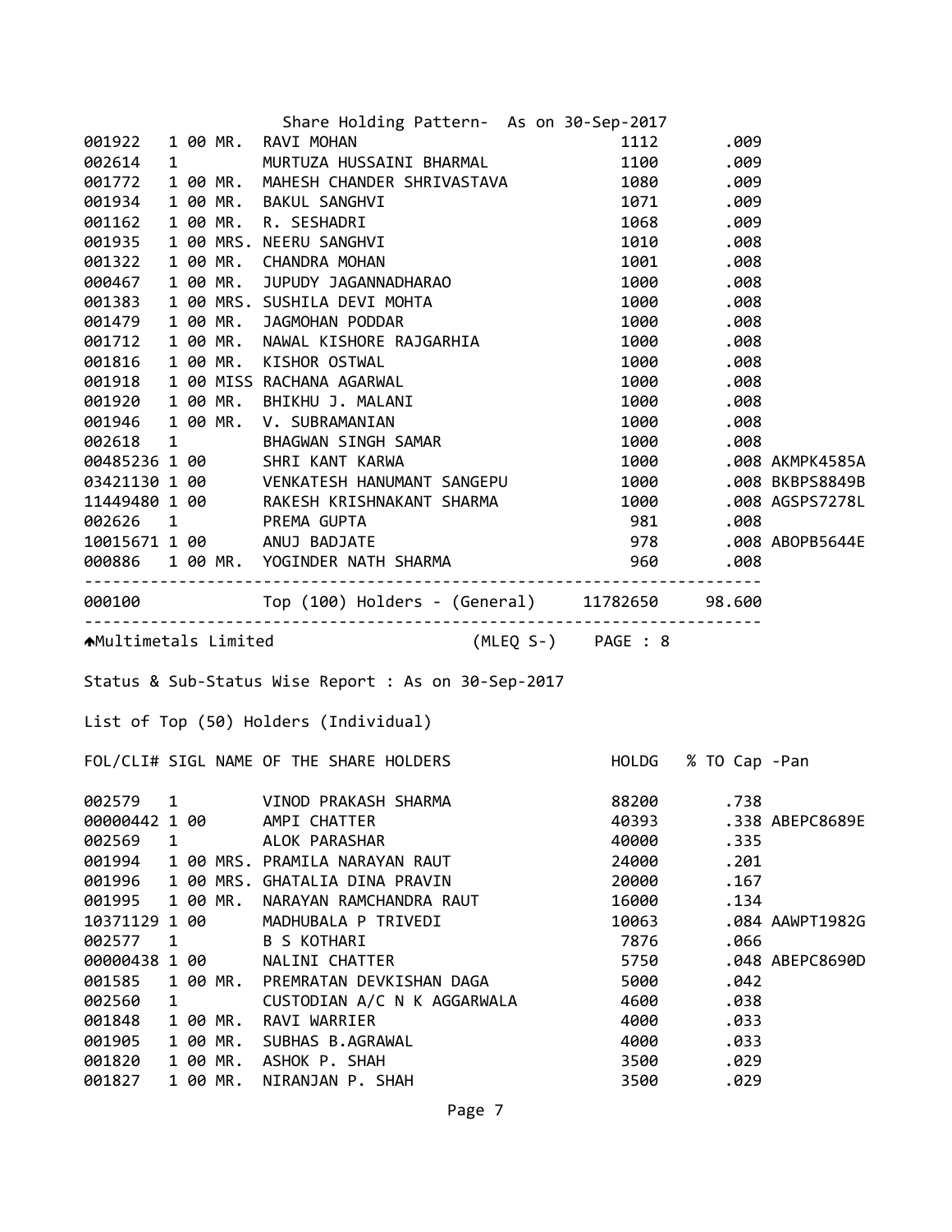Share Holding Pattern- As on 30-Sep-2017

| FOL/CLI# | SIGL | NAME OF THE SHARE HOLDERS | HOLDG | % TO Cap | -Pan |
|---|---|---|---|---|---|
| 001922 | 1 00 MR. | RAVI MOHAN | 1112 | .009 | |
| 002614 | 1 | MURTUZA HUSSAINI BHARMAL | 1100 | .009 | |
| 001772 | 1 00 MR. | MAHESH CHANDER SHRIVASTAVA | 1080 | .009 | |
| 001934 | 1 00 MR. | BAKUL SANGHVI | 1071 | .009 | |
| 001162 | 1 00 MR. | R. SESHADRI | 1068 | .009 | |
| 001935 | 1 00 MRS. | NEERU SANGHVI | 1010 | .008 | |
| 001322 | 1 00 MR. | CHANDRA MOHAN | 1001 | .008 | |
| 000467 | 1 00 MR. | JUPUDY JAGANNADHARAO | 1000 | .008 | |
| 001383 | 1 00 MRS. | SUSHILA DEVI MOHTA | 1000 | .008 | |
| 001479 | 1 00 MR. | JAGMOHAN PODDAR | 1000 | .008 | |
| 001712 | 1 00 MR. | NAWAL KISHORE RAJGARHIA | 1000 | .008 | |
| 001816 | 1 00 MR. | KISHOR OSTWAL | 1000 | .008 | |
| 001918 | 1 00 MISS | RACHANA AGARWAL | 1000 | .008 | |
| 001920 | 1 00 MR. | BHIKHU J. MALANI | 1000 | .008 | |
| 001946 | 1 00 MR. | V. SUBRAMANIAN | 1000 | .008 | |
| 002618 | 1 | BHAGWAN SINGH SAMAR | 1000 | .008 | |
| 00485236 | 1 00 | SHRI KANT KARWA | 1000 | .008 | AKMPK4585A |
| 03421130 | 1 00 | VENKATESH HANUMANT SANGEPU | 1000 | .008 | BKBPS8849B |
| 11449480 | 1 00 | RAKESH KRISHNAKANT SHARMA | 1000 | .008 | AGSPS7278L |
| 002626 | 1 | PREMA GUPTA | 981 | .008 | |
| 10015671 | 1 00 | ANUJ BADJATE | 978 | .008 | ABOPB5644E |
| 000886 | 1 00 MR. | YOGINDER NATH SHARMA | 960 | .008 | |
| 000100 | | Top (100) Holders - (General) | 11782650 | 98.600 | |

Multimetals Limited (MLEQ S-) PAGE : 8

Status & Sub-Status Wise Report : As on 30-Sep-2017

List of Top (50) Holders (Individual)

| FOL/CLI# | SIGL | NAME OF THE SHARE HOLDERS | HOLDG | % TO Cap | -Pan |
|---|---|---|---|---|---|
| 002579 | 1 | VINOD PRAKASH SHARMA | 88200 | .738 | |
| 00000442 | 1 00 | AMPI CHATTER | 40393 | .338 | ABEPC8689E |
| 002569 | 1 | ALOK PARASHAR | 40000 | .335 | |
| 001994 | 1 00 MRS. | PRAMILA NARAYAN RAUT | 24000 | .201 | |
| 001996 | 1 00 MRS. | GHATALIA DINA PRAVIN | 20000 | .167 | |
| 001995 | 1 00 MR. | NARAYAN RAMCHANDRA RAUT | 16000 | .134 | |
| 10371129 | 1 00 | MADHUBALA P TRIVEDI | 10063 | .084 | AAWPT1982G |
| 002577 | 1 | B S KOTHARI | 7876 | .066 | |
| 00000438 | 1 00 | NALINI CHATTER | 5750 | .048 | ABEPC8690D |
| 001585 | 1 00 MR. | PREMRATAN DEVKISHAN DAGA | 5000 | .042 | |
| 002560 | 1 | CUSTODIAN A/C N K AGGARWALA | 4600 | .038 | |
| 001848 | 1 00 MR. | RAVI WARRIER | 4000 | .033 | |
| 001905 | 1 00 MR. | SUBHAS B.AGRAWAL | 4000 | .033 | |
| 001820 | 1 00 MR. | ASHOK P. SHAH | 3500 | .029 | |
| 001827 | 1 00 MR. | NIRANJAN P. SHAH | 3500 | .029 | |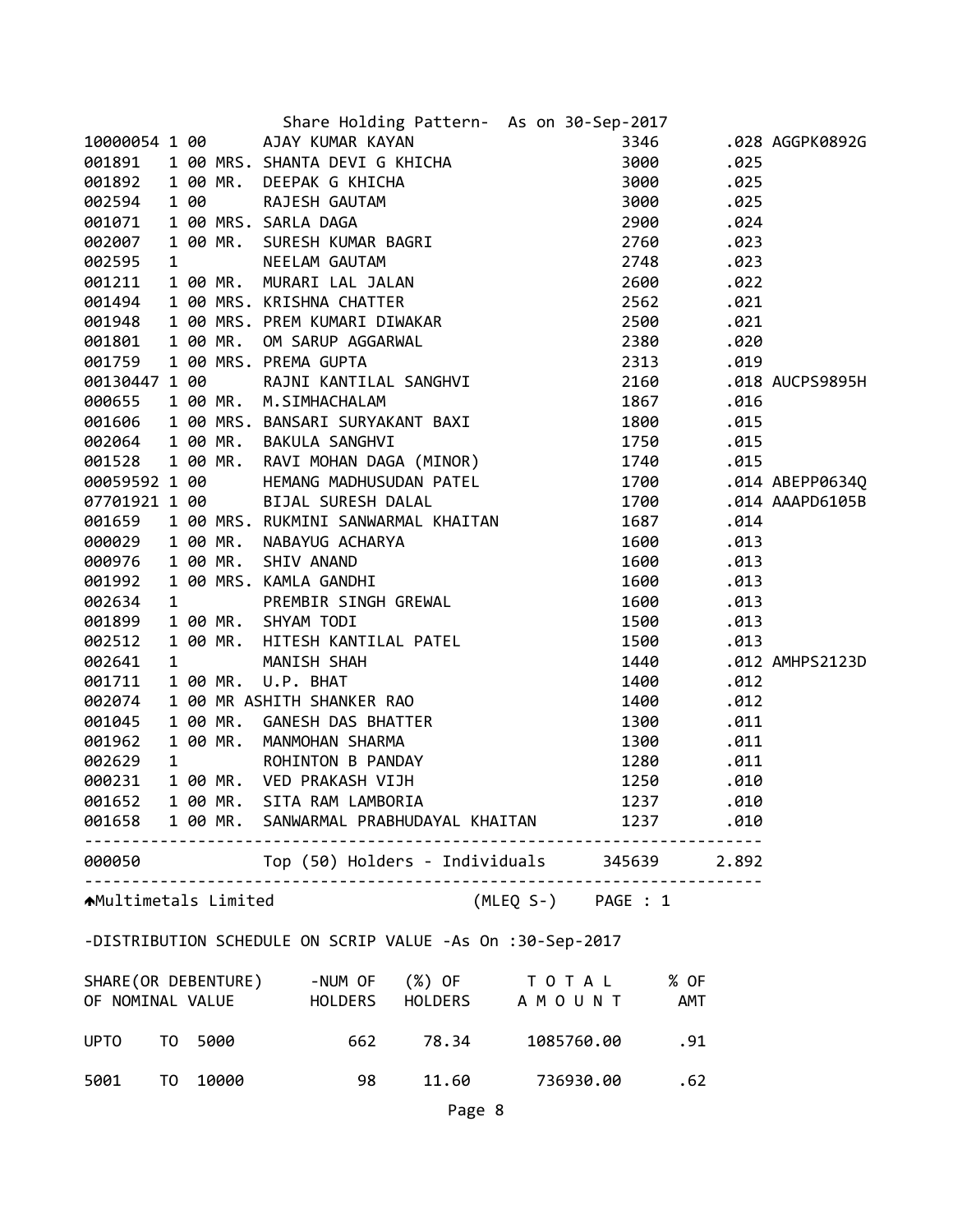Share Holding Pattern- As on 30-Sep-2017

| Folio | | | Name | Shares | % | PAN |
|---|---|---|---|---|---|---|
| 10000054 | 1 00 | | AJAY KUMAR KAYAN | 3346 | .028 | AGGPK0892G |
| 001891 | 1 00 | MRS. | SHANTA DEVI G KHICHA | 3000 | .025 | |
| 001892 | 1 00 | MR. | DEEPAK G KHICHA | 3000 | .025 | |
| 002594 | 1 00 | | RAJESH GAUTAM | 3000 | .025 | |
| 001071 | 1 00 | MRS. | SARLA DAGA | 2900 | .024 | |
| 002007 | 1 00 | MR. | SURESH KUMAR BAGRI | 2760 | .023 | |
| 002595 | 1 | | NEELAM GAUTAM | 2748 | .023 | |
| 001211 | 1 00 | MR. | MURARI LAL JALAN | 2600 | .022 | |
| 001494 | 1 00 | MRS. | KRISHNA CHATTER | 2562 | .021 | |
| 001948 | 1 00 | MRS. | PREM KUMARI DIWAKAR | 2500 | .021 | |
| 001801 | 1 00 | MR. | OM SARUP AGGARWAL | 2380 | .020 | |
| 001759 | 1 00 | MRS. | PREMA GUPTA | 2313 | .019 | |
| 00130447 | 1 00 | | RAJNI KANTILAL SANGHVI | 2160 | .018 | AUCPS9895H |
| 000655 | 1 00 | MR. | M.SIMHACHALAM | 1867 | .016 | |
| 001606 | 1 00 | MRS. | BANSARI SURYAKANT BAXI | 1800 | .015 | |
| 002064 | 1 00 | MR. | BAKULA SANGHVI | 1750 | .015 | |
| 001528 | 1 00 | MR. | RAVI MOHAN DAGA (MINOR) | 1740 | .015 | |
| 00059592 | 1 00 | | HEMANG MADHUSUDAN PATEL | 1700 | .014 | ABEPP0634Q |
| 07701921 | 1 00 | | BIJAL SURESH DALAL | 1700 | .014 | AAAPD6105B |
| 001659 | 1 00 | MRS. | RUKMINI SANWARMAL KHAITAN | 1687 | .014 | |
| 000029 | 1 00 | MR. | NABAYUG ACHARYA | 1600 | .013 | |
| 000976 | 1 00 | MR. | SHIV ANAND | 1600 | .013 | |
| 001992 | 1 00 | MRS. | KAMLA GANDHI | 1600 | .013 | |
| 002634 | 1 | | PREMBIR SINGH GREWAL | 1600 | .013 | |
| 001899 | 1 00 | MR. | SHYAM TODI | 1500 | .013 | |
| 002512 | 1 00 | MR. | HITESH KANTILAL PATEL | 1500 | .013 | |
| 002641 | 1 | | MANISH SHAH | 1440 | .012 | AMHPS2123D |
| 001711 | 1 00 | MR. | U.P. BHAT | 1400 | .012 | |
| 002074 | 1 00 | MR | ASHITH SHANKER RAO | 1400 | .012 | |
| 001045 | 1 00 | MR. | GANESH DAS BHATTER | 1300 | .011 | |
| 001962 | 1 00 | MR. | MANMOHAN SHARMA | 1300 | .011 | |
| 002629 | 1 | | ROHINTON B PANDAY | 1280 | .011 | |
| 000231 | 1 00 | MR. | VED PRAKASH VIJH | 1250 | .010 | |
| 001652 | 1 00 | MR. | SITA RAM LAMBORIA | 1237 | .010 | |
| 001658 | 1 00 | MR. | SANWARMAL PRABHUDAYAL KHAITAN | 1237 | .010 | |
| 000050 | | | Top (50) Holders - Individuals | 345639 | 2.892 | |

Multimetals Limited (MLEQ S-) PAGE : 1

-DISTRIBUTION SCHEDULE ON SCRIP VALUE -As On :30-Sep-2017

| SHARE(OR DEBENTURE) OF NOMINAL VALUE | -NUM OF HOLDERS | (%) OF HOLDERS | T O T A L A M O U N T | % OF AMT |
|---|---|---|---|---|
| UPTO TO 5000 | 662 | 78.34 | 1085760.00 | .91 |
| 5001 TO 10000 | 98 | 11.60 | 736930.00 | .62 |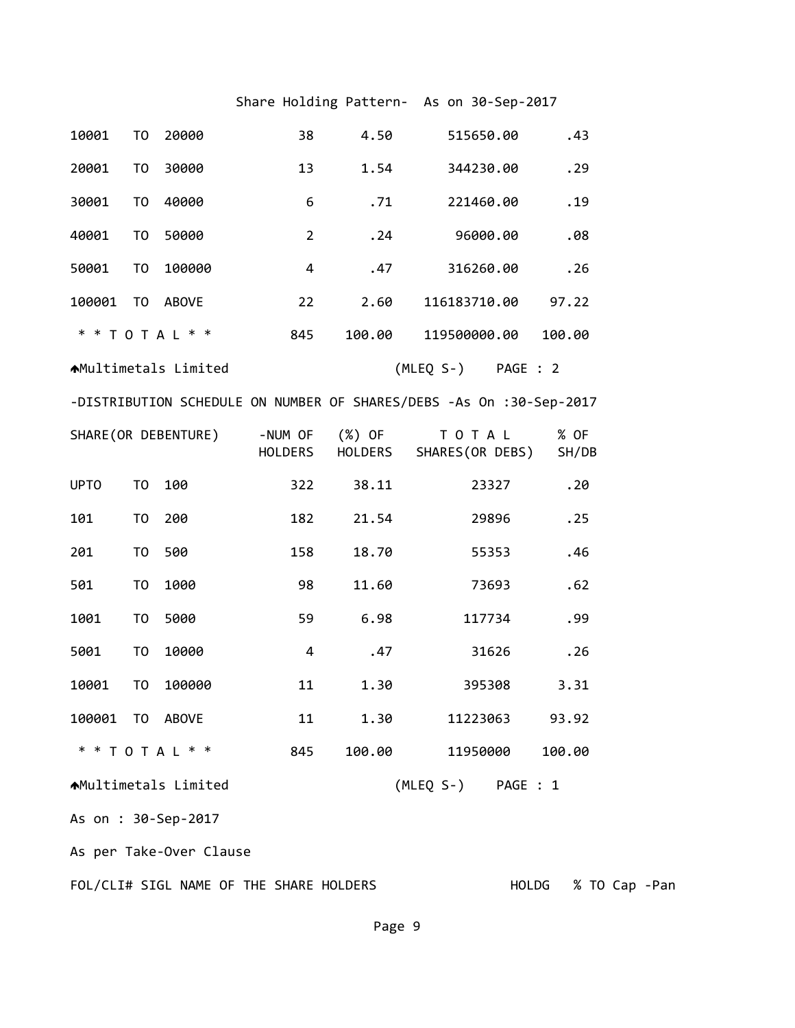Share Holding Pattern- As on 30-Sep-2017

| | | | | | | |
|---|---|---|---|---|---|---|
| 10001 | TO | 20000 | 38 | 4.50 | 515650.00 | .43 |
| 20001 | TO | 30000 | 13 | 1.54 | 344230.00 | .29 |
| 30001 | TO | 40000 | 6 | .71 | 221460.00 | .19 |
| 40001 | TO | 50000 | 2 | .24 | 96000.00 | .08 |
| 50001 | TO | 100000 | 4 | .47 | 316260.00 | .26 |
| 100001 | TO | ABOVE | 22 | 2.60 | 116183710.00 | 97.22 |
| * * T O T A L * * | | | 845 | 100.00 | 119500000.00 | 100.00 |

Multimetals Limited (MLEQ S-) PAGE : 2

-DISTRIBUTION SCHEDULE ON NUMBER OF SHARES/DEBS -As On :30-Sep-2017

| SHARE(OR DEBENTURE) | | | -NUM OF HOLDERS | (%) OF HOLDERS | T O T A L SHARES(OR DEBS) | % OF SH/DB |
|---|---|---|---|---|---|---|
| UPTO | TO | 100 | 322 | 38.11 | 23327 | .20 |
| 101 | TO | 200 | 182 | 21.54 | 29896 | .25 |
| 201 | TO | 500 | 158 | 18.70 | 55353 | .46 |
| 501 | TO | 1000 | 98 | 11.60 | 73693 | .62 |
| 1001 | TO | 5000 | 59 | 6.98 | 117734 | .99 |
| 5001 | TO | 10000 | 4 | .47 | 31626 | .26 |
| 10001 | TO | 100000 | 11 | 1.30 | 395308 | 3.31 |
| 100001 | TO | ABOVE | 11 | 1.30 | 11223063 | 93.92 |
| * * T O T A L * * | | | 845 | 100.00 | 11950000 | 100.00 |

Multimetals Limited (MLEQ S-) PAGE : 1

As on : 30-Sep-2017

As per Take-Over Clause

| FOL/CLI# | SIGL | NAME OF THE SHARE HOLDERS | HOLDG | % TO Cap | -Pan |
|---|---|---|---|---|---|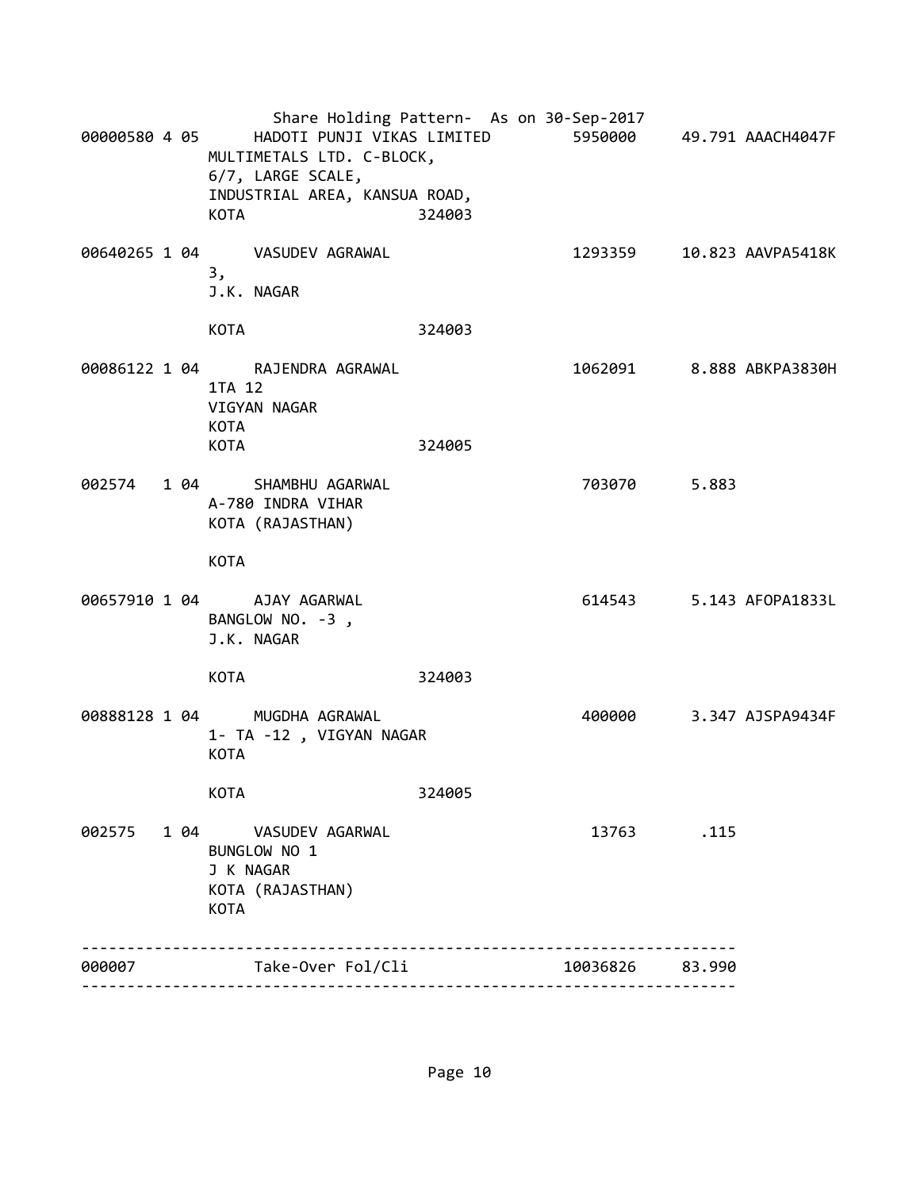Share Holding Pattern- As on 30-Sep-2017

| | | | | | | |
|---|---|---|---|---|---|---|
| 00000580 | 4 05 | HADOTI PUNJI VIKAS LIMITED<br>MULTIMETALS LTD. C-BLOCK,<br>6/7, LARGE SCALE,<br>INDUSTRIAL AREA, KANSUA ROAD,<br>KOTA | 324003 | 5950000 | 49.791 | AAACH4047F |
| 00640265 | 1 04 | VASUDEV AGRAWAL<br>3,<br>J.K. NAGAR<br><br>KOTA | 324003 | 1293359 | 10.823 | AAVPA5418K |
| 00086122 | 1 04 | RAJENDRA AGRAWAL<br>1TA 12<br>VIGYAN NAGAR<br>KOTA<br>KOTA | 324005 | 1062091 | 8.888 | ABKPA3830H |
| 002574 | 1 04 | SHAMBHU AGARWAL<br>A-780 INDRA VIHAR<br>KOTA (RAJASTHAN)<br><br>KOTA | | 703070 | 5.883 | |
| 00657910 | 1 04 | AJAY AGARWAL<br>BANGLOW NO. -3 ,<br>J.K. NAGAR<br><br>KOTA | 324003 | 614543 | 5.143 | AFOPA1833L |
| 00888128 | 1 04 | MUGDHA AGRAWAL<br>1- TA -12 , VIGYAN NAGAR<br>KOTA<br><br>KOTA | 324005 | 400000 | 3.347 | AJSPA9434F |
| 002575 | 1 04 | VASUDEV AGARWAL<br>BUNGLOW NO 1<br>J K NAGAR<br>KOTA (RAJASTHAN)<br>KOTA | | 13763 | .115 | |
| 000007 | | Take-Over Fol/Cli | | 10036826 | 83.990 | |